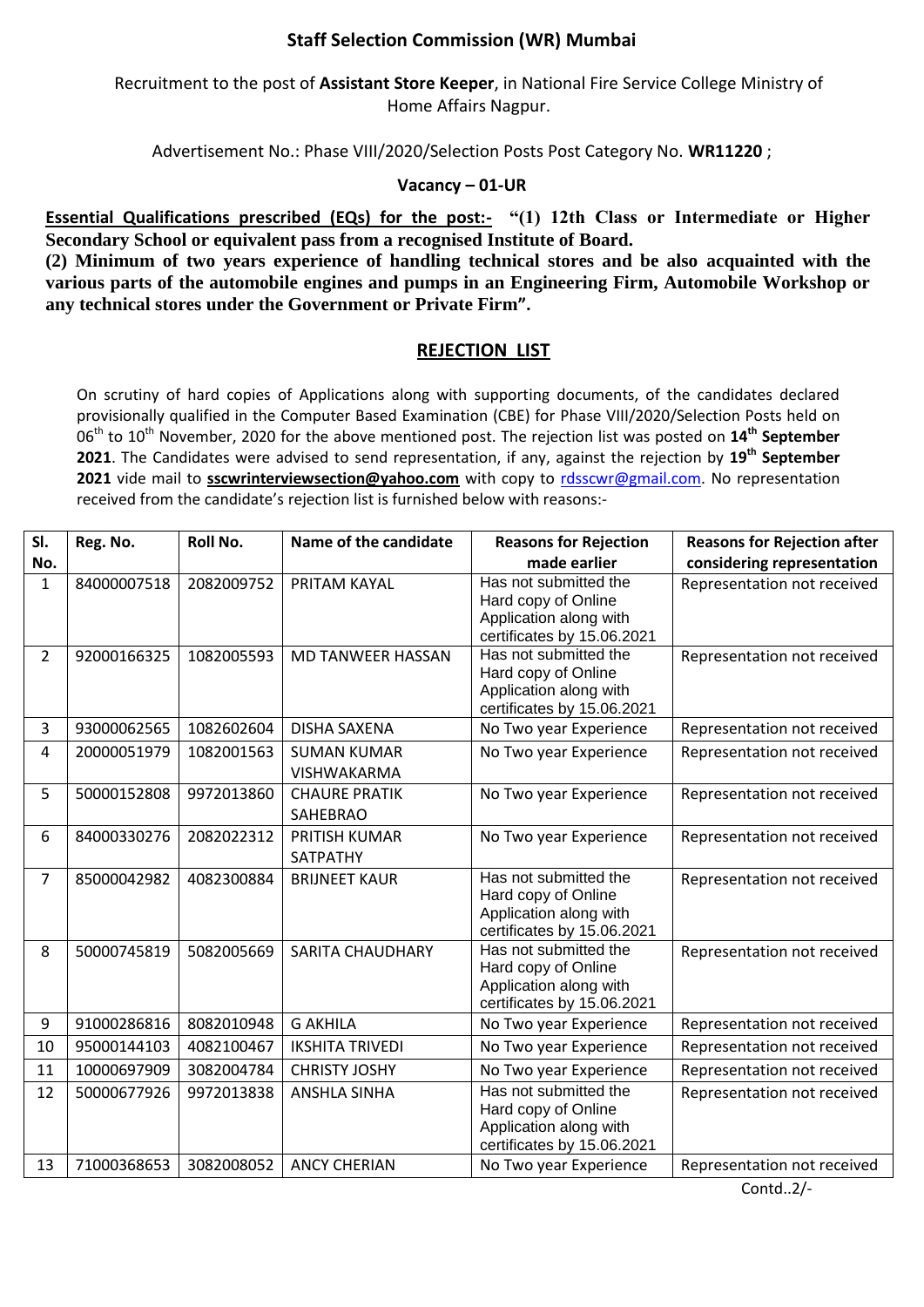**Staff Selection Commission (WR) Mumbai**

Recruitment to the post of **Assistant Store Keeper**, in National Fire Service College Ministry of Home Affairs Nagpur.

Advertisement No.: Phase VIII/2020/Selection Posts Post Category No. **WR11220** ;

**Vacancy – 01-UR**

**Essential Qualifications prescribed (EQs) for the post:-** **"(1) 12th Class or Intermediate or Higher Secondary School or equivalent pass from a recognised Institute of Board.**
**(2) Minimum of two years experience of handling technical stores and be also acquainted with the various parts of the automobile engines and pumps in an Engineering Firm, Automobile Workshop or any technical stores under the Government or Private Firm".**

## REJECTION LIST

On scrutiny of hard copies of Applications along with supporting documents, of the candidates declared provisionally qualified in the Computer Based Examination (CBE) for Phase VIII/2020/Selection Posts held on 06th to 10th November, 2020 for the above mentioned post. The rejection list was posted on **14th September 2021**. The Candidates were advised to send representation, if any, against the rejection by **19th September 2021** vide mail to **sscwrinterviewsection@yahoo.com** with copy to rdsscwr@gmail.com. No representation received from the candidate's rejection list is furnished below with reasons:-

| Sl. No. | Reg. No. | Roll No. | Name of the candidate | Reasons for Rejection made earlier | Reasons for Rejection after considering representation |
|---|---|---|---|---|---|
| 1 | 84000007518 | 2082009752 | PRITAM KAYAL | Has not submitted the Hard copy of Online Application along with certificates by 15.06.2021 | Representation not received |
| 2 | 92000166325 | 1082005593 | MD TANWEER HASSAN | Has not submitted the Hard copy of Online Application along with certificates by 15.06.2021 | Representation not received |
| 3 | 93000062565 | 1082602604 | DISHA SAXENA | No Two year Experience | Representation not received |
| 4 | 20000051979 | 1082001563 | SUMAN KUMAR VISHWAKARMA | No Two year Experience | Representation not received |
| 5 | 50000152808 | 9972013860 | CHAURE PRATIK SAHEBRAO | No Two year Experience | Representation not received |
| 6 | 84000330276 | 2082022312 | PRITISH KUMAR SATPATHY | No Two year Experience | Representation not received |
| 7 | 85000042982 | 4082300884 | BRIJNEET KAUR | Has not submitted the Hard copy of Online Application along with certificates by 15.06.2021 | Representation not received |
| 8 | 50000745819 | 5082005669 | SARITA CHAUDHARY | Has not submitted the Hard copy of Online Application along with certificates by 15.06.2021 | Representation not received |
| 9 | 91000286816 | 8082010948 | G AKHILA | No Two year Experience | Representation not received |
| 10 | 95000144103 | 4082100467 | IKSHITA TRIVEDI | No Two year Experience | Representation not received |
| 11 | 10000697909 | 3082004784 | CHRISTY JOSHY | No Two year Experience | Representation not received |
| 12 | 50000677926 | 9972013838 | ANSHLA SINHA | Has not submitted the Hard copy of Online Application along with certificates by 15.06.2021 | Representation not received |
| 13 | 71000368653 | 3082008052 | ANCY CHERIAN | No Two year Experience | Representation not received |

Contd..2/-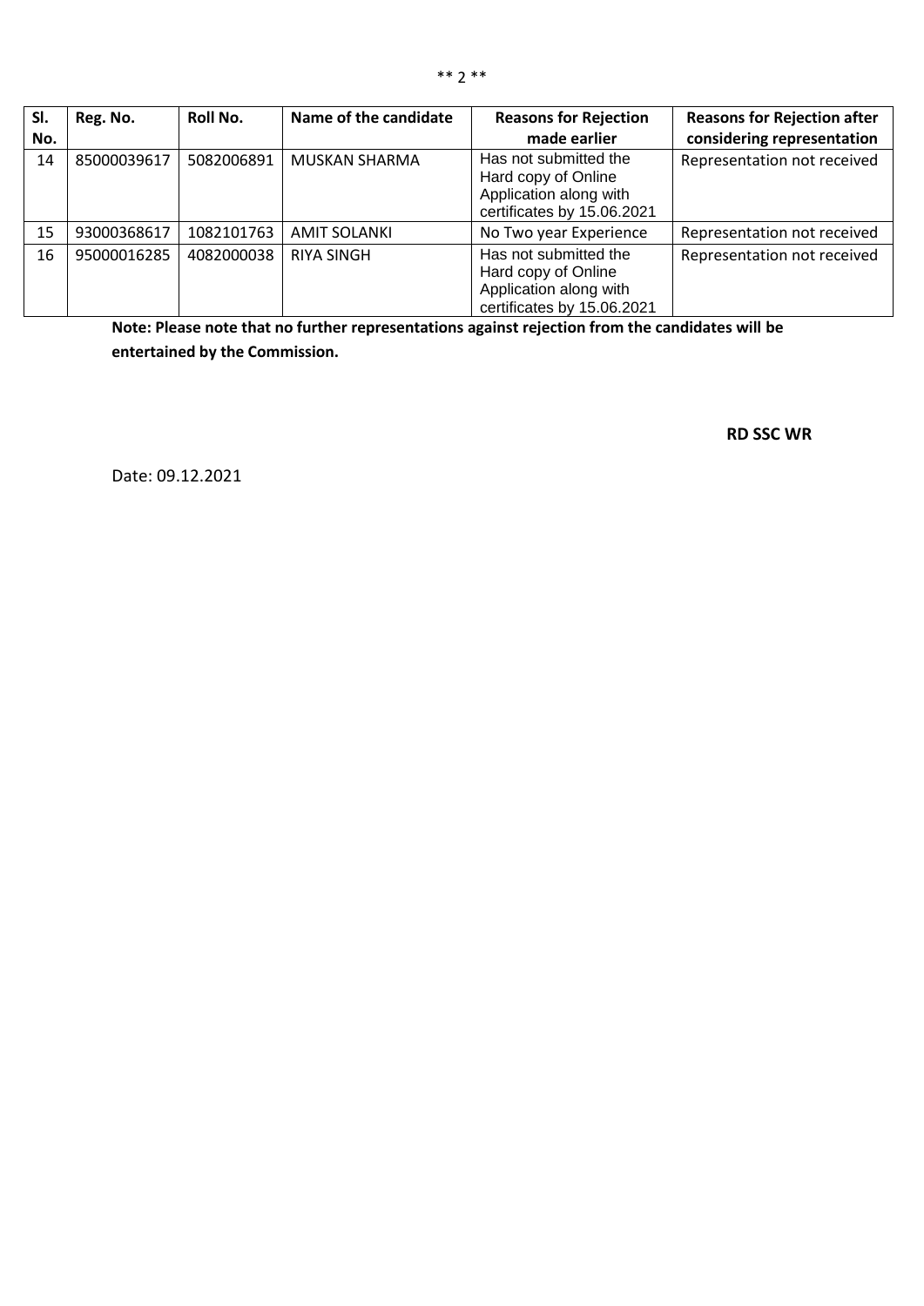| Sl. No. | Reg. No. | Roll No. | Name of the candidate | Reasons for Rejection made earlier | Reasons for Rejection after considering representation |
|---|---|---|---|---|---|
| 14 | 85000039617 | 5082006891 | MUSKAN SHARMA | Has not submitted the Hard copy of Online Application along with certificates by 15.06.2021 | Representation not received |
| 15 | 93000368617 | 1082101763 | AMIT SOLANKI | No Two year Experience | Representation not received |
| 16 | 95000016285 | 4082000038 | RIYA SINGH | Has not submitted the Hard copy of Online Application along with certificates by 15.06.2021 | Representation not received |

**Note: Please note that no further representations against rejection from the candidates will be entertained by the Commission.**

**RD SSC WR**

Date: 09.12.2021